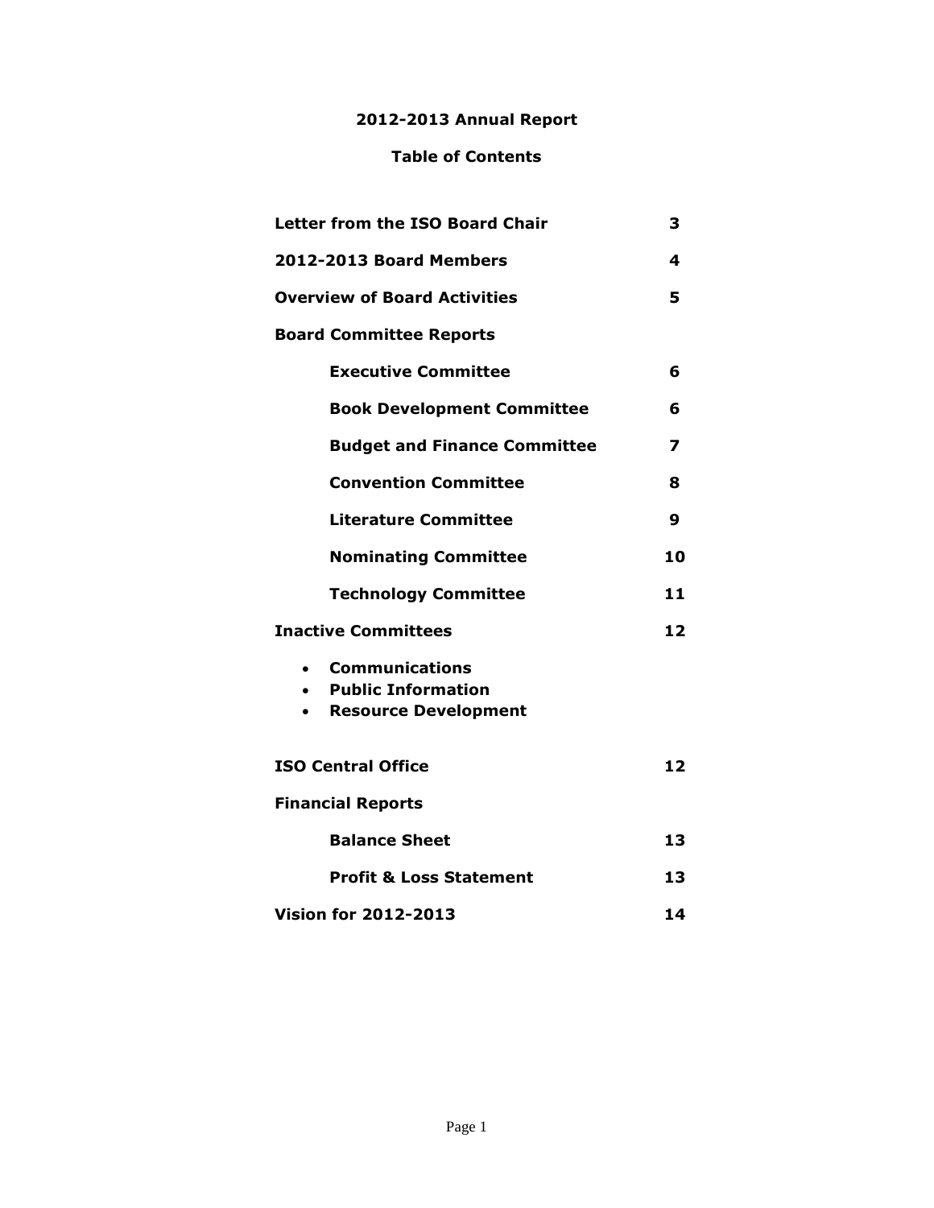# 2012-2013 Annual Report

## Table of Contents

| | |
|---|---|
| **Letter from the ISO Board Chair** | **3** |
| **2012-2013 Board Members** | **4** |
| **Overview of Board Activities** | **5** |
| **Board Committee Reports** | |
| **Executive Committee** | **6** |
| **Book Development Committee** | **6** |
| **Budget and Finance Committee** | **7** |
| **Convention Committee** | **8** |
| **Literature Committee** | **9** |
| **Nominating Committee** | **10** |
| **Technology Committee** | **11** |
| **Inactive Committees** | **12** |

- **Communications**
- **Public Information**
- **Resource Development**

| | |
|---|---|
| **ISO Central Office** | **12** |
| **Financial Reports** | |
| **Balance Sheet** | **13** |
| **Profit & Loss Statement** | **13** |
| **Vision for 2012-2013** | **14** |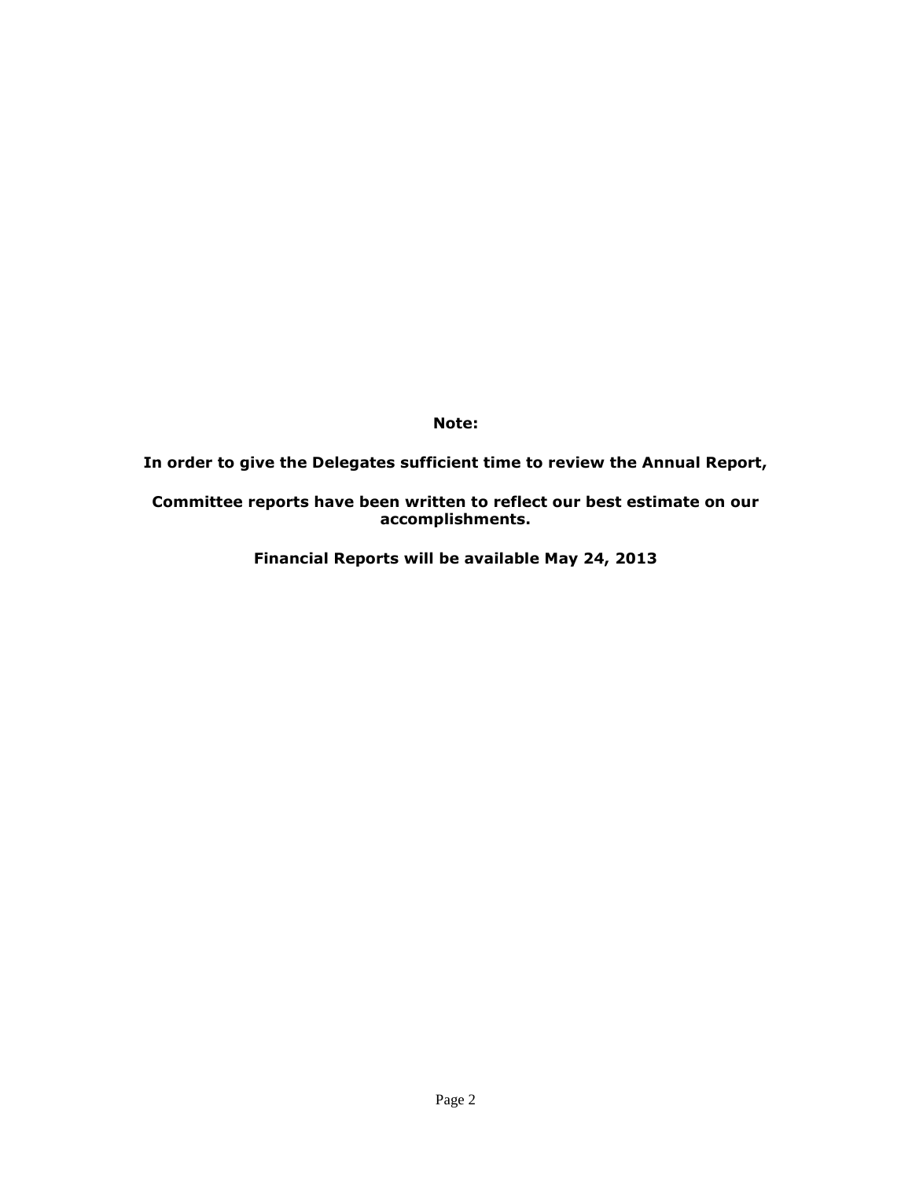**Note:**

**In order to give the Delegates sufficient time to review the Annual Report,**

**Committee reports have been written to reflect our best estimate on our accomplishments.**

**Financial Reports will be available May 24, 2013**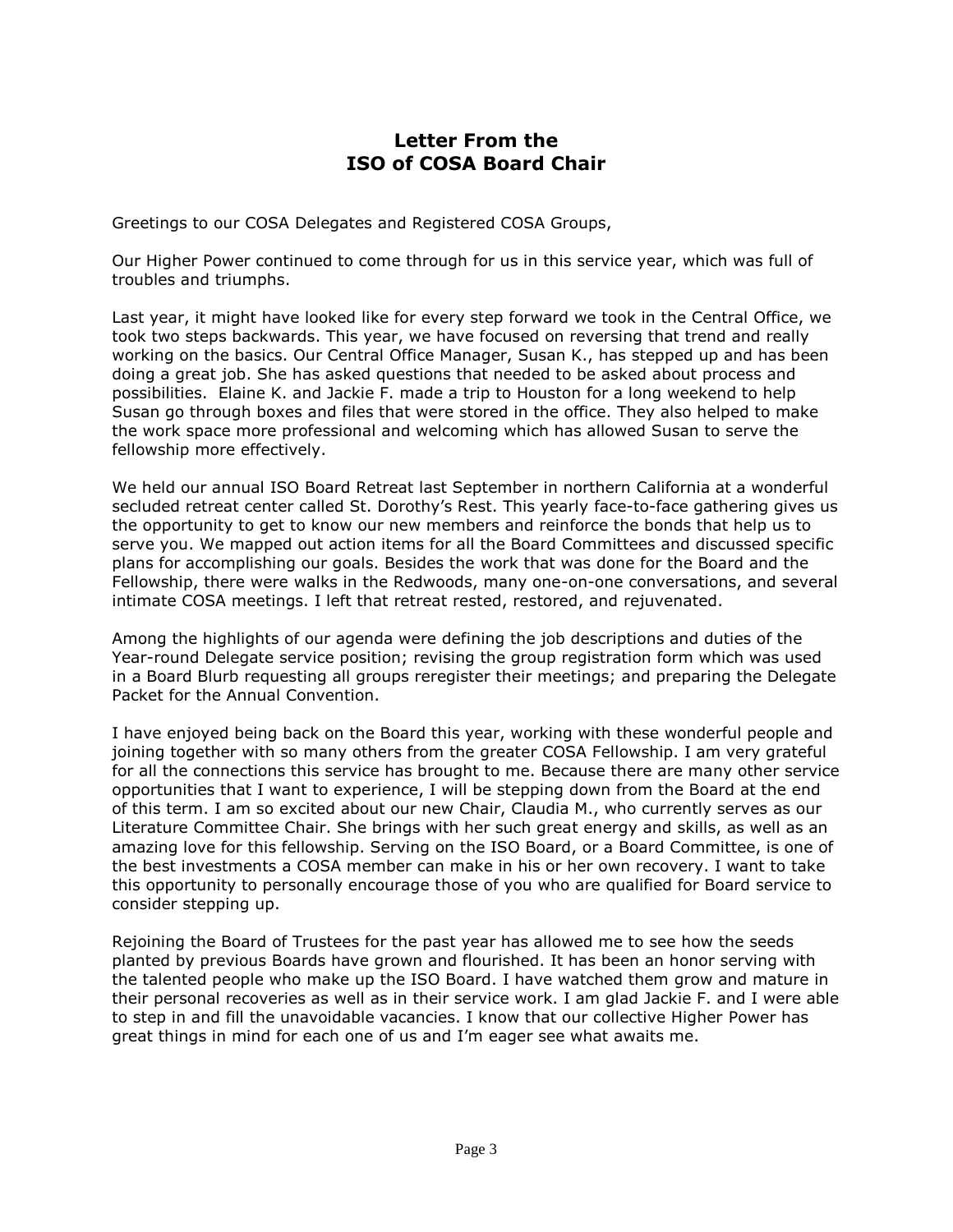# Letter From the ISO of COSA Board Chair

Greetings to our COSA Delegates and Registered COSA Groups,

Our Higher Power continued to come through for us in this service year, which was full of troubles and triumphs.

Last year, it might have looked like for every step forward we took in the Central Office, we took two steps backwards. This year, we have focused on reversing that trend and really working on the basics. Our Central Office Manager, Susan K., has stepped up and has been doing a great job. She has asked questions that needed to be asked about process and possibilities. Elaine K. and Jackie F. made a trip to Houston for a long weekend to help Susan go through boxes and files that were stored in the office. They also helped to make the work space more professional and welcoming which has allowed Susan to serve the fellowship more effectively.

We held our annual ISO Board Retreat last September in northern California at a wonderful secluded retreat center called St. Dorothy's Rest. This yearly face-to-face gathering gives us the opportunity to get to know our new members and reinforce the bonds that help us to serve you. We mapped out action items for all the Board Committees and discussed specific plans for accomplishing our goals. Besides the work that was done for the Board and the Fellowship, there were walks in the Redwoods, many one-on-one conversations, and several intimate COSA meetings. I left that retreat rested, restored, and rejuvenated.

Among the highlights of our agenda were defining the job descriptions and duties of the Year-round Delegate service position; revising the group registration form which was used in a Board Blurb requesting all groups reregister their meetings; and preparing the Delegate Packet for the Annual Convention.

I have enjoyed being back on the Board this year, working with these wonderful people and joining together with so many others from the greater COSA Fellowship. I am very grateful for all the connections this service has brought to me. Because there are many other service opportunities that I want to experience, I will be stepping down from the Board at the end of this term. I am so excited about our new Chair, Claudia M., who currently serves as our Literature Committee Chair. She brings with her such great energy and skills, as well as an amazing love for this fellowship. Serving on the ISO Board, or a Board Committee, is one of the best investments a COSA member can make in his or her own recovery. I want to take this opportunity to personally encourage those of you who are qualified for Board service to consider stepping up.

Rejoining the Board of Trustees for the past year has allowed me to see how the seeds planted by previous Boards have grown and flourished. It has been an honor serving with the talented people who make up the ISO Board. I have watched them grow and mature in their personal recoveries as well as in their service work. I am glad Jackie F. and I were able to step in and fill the unavoidable vacancies. I know that our collective Higher Power has great things in mind for each one of us and I'm eager see what awaits me.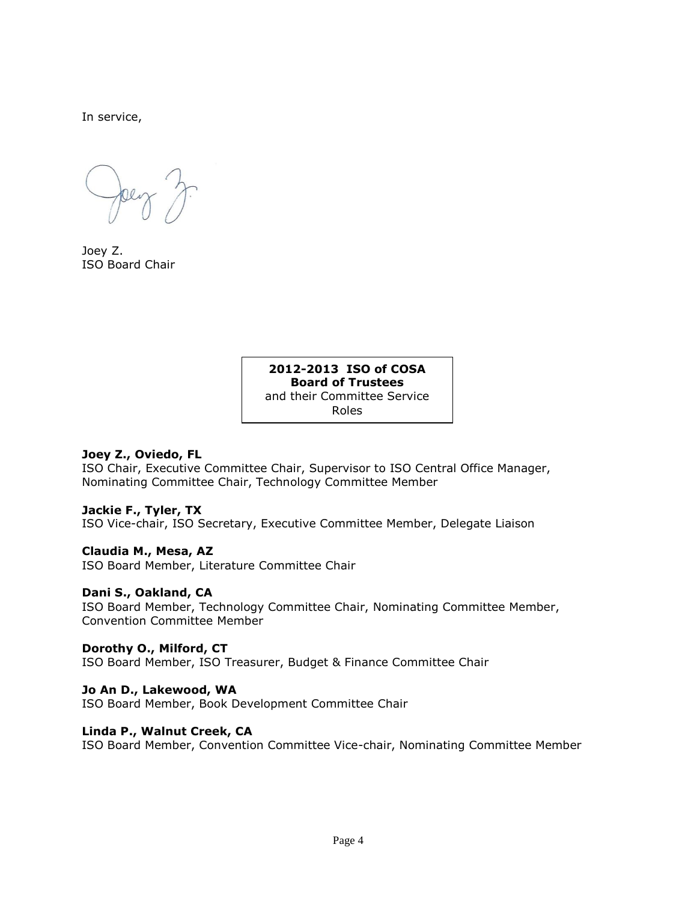In service,

Joey Z.
ISO Board Chair

**2012-2013 ISO of COSA**
**Board of Trustees**
and their Committee Service Roles

**Joey Z., Oviedo, FL**
ISO Chair, Executive Committee Chair, Supervisor to ISO Central Office Manager, Nominating Committee Chair, Technology Committee Member

**Jackie F., Tyler, TX**
ISO Vice-chair, ISO Secretary, Executive Committee Member, Delegate Liaison

**Claudia M., Mesa, AZ**
ISO Board Member, Literature Committee Chair

**Dani S., Oakland, CA**
ISO Board Member, Technology Committee Chair, Nominating Committee Member, Convention Committee Member

**Dorothy O., Milford, CT**
ISO Board Member, ISO Treasurer, Budget & Finance Committee Chair

**Jo An D., Lakewood, WA**
ISO Board Member, Book Development Committee Chair

**Linda P., Walnut Creek, CA**
ISO Board Member, Convention Committee Vice-chair, Nominating Committee Member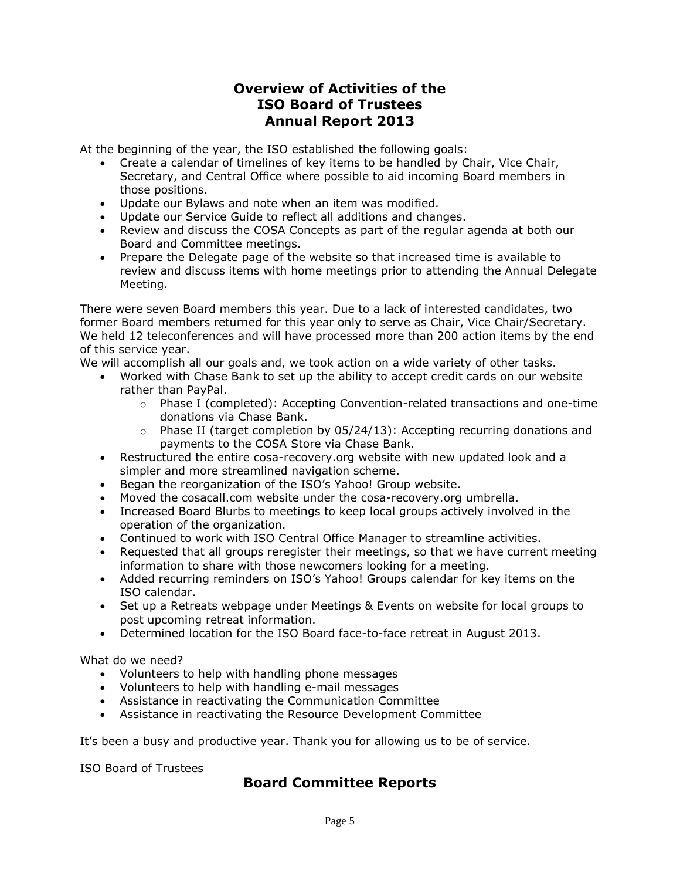# Overview of Activities of the ISO Board of Trustees Annual Report 2013

At the beginning of the year, the ISO established the following goals:

- Create a calendar of timelines of key items to be handled by Chair, Vice Chair, Secretary, and Central Office where possible to aid incoming Board members in those positions.
- Update our Bylaws and note when an item was modified.
- Update our Service Guide to reflect all additions and changes.
- Review and discuss the COSA Concepts as part of the regular agenda at both our Board and Committee meetings.
- Prepare the Delegate page of the website so that increased time is available to review and discuss items with home meetings prior to attending the Annual Delegate Meeting.

There were seven Board members this year. Due to a lack of interested candidates, two former Board members returned for this year only to serve as Chair, Vice Chair/Secretary. We held 12 teleconferences and will have processed more than 200 action items by the end of this service year.

We will accomplish all our goals and, we took action on a wide variety of other tasks.

- Worked with Chase Bank to set up the ability to accept credit cards on our website rather than PayPal.
  - Phase I (completed): Accepting Convention-related transactions and one-time donations via Chase Bank.
  - Phase II (target completion by 05/24/13): Accepting recurring donations and payments to the COSA Store via Chase Bank.
- Restructured the entire cosa-recovery.org website with new updated look and a simpler and more streamlined navigation scheme.
- Began the reorganization of the ISO's Yahoo! Group website.
- Moved the cosacall.com website under the cosa-recovery.org umbrella.
- Increased Board Blurbs to meetings to keep local groups actively involved in the operation of the organization.
- Continued to work with ISO Central Office Manager to streamline activities.
- Requested that all groups reregister their meetings, so that we have current meeting information to share with those newcomers looking for a meeting.
- Added recurring reminders on ISO's Yahoo! Groups calendar for key items on the ISO calendar.
- Set up a Retreats webpage under Meetings & Events on website for local groups to post upcoming retreat information.
- Determined location for the ISO Board face-to-face retreat in August 2013.

What do we need?

- Volunteers to help with handling phone messages
- Volunteers to help with handling e-mail messages
- Assistance in reactivating the Communication Committee
- Assistance in reactivating the Resource Development Committee

It's been a busy and productive year. Thank you for allowing us to be of service.

ISO Board of Trustees

## Board Committee Reports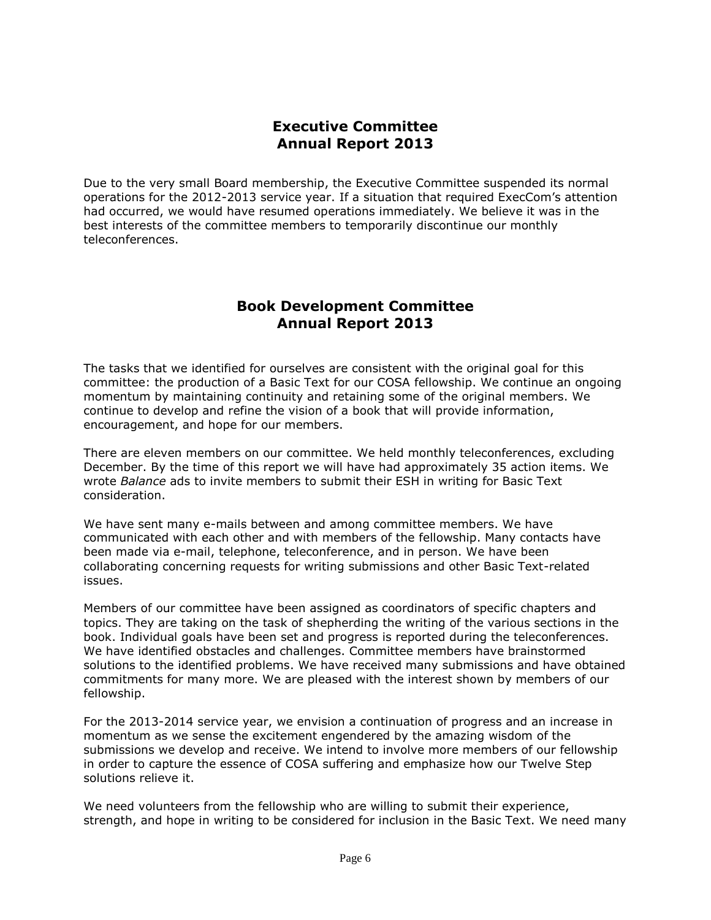## Executive Committee Annual Report 2013

Due to the very small Board membership, the Executive Committee suspended its normal operations for the 2012-2013 service year. If a situation that required ExecCom's attention had occurred, we would have resumed operations immediately. We believe it was in the best interests of the committee members to temporarily discontinue our monthly teleconferences.

## Book Development Committee Annual Report 2013

The tasks that we identified for ourselves are consistent with the original goal for this committee: the production of a Basic Text for our COSA fellowship. We continue an ongoing momentum by maintaining continuity and retaining some of the original members. We continue to develop and refine the vision of a book that will provide information, encouragement, and hope for our members.

There are eleven members on our committee. We held monthly teleconferences, excluding December. By the time of this report we will have had approximately 35 action items. We wrote *Balance* ads to invite members to submit their ESH in writing for Basic Text consideration.

We have sent many e-mails between and among committee members. We have communicated with each other and with members of the fellowship. Many contacts have been made via e-mail, telephone, teleconference, and in person. We have been collaborating concerning requests for writing submissions and other Basic Text-related issues.

Members of our committee have been assigned as coordinators of specific chapters and topics. They are taking on the task of shepherding the writing of the various sections in the book. Individual goals have been set and progress is reported during the teleconferences. We have identified obstacles and challenges. Committee members have brainstormed solutions to the identified problems. We have received many submissions and have obtained commitments for many more. We are pleased with the interest shown by members of our fellowship.

For the 2013-2014 service year, we envision a continuation of progress and an increase in momentum as we sense the excitement engendered by the amazing wisdom of the submissions we develop and receive. We intend to involve more members of our fellowship in order to capture the essence of COSA suffering and emphasize how our Twelve Step solutions relieve it.

We need volunteers from the fellowship who are willing to submit their experience, strength, and hope in writing to be considered for inclusion in the Basic Text. We need many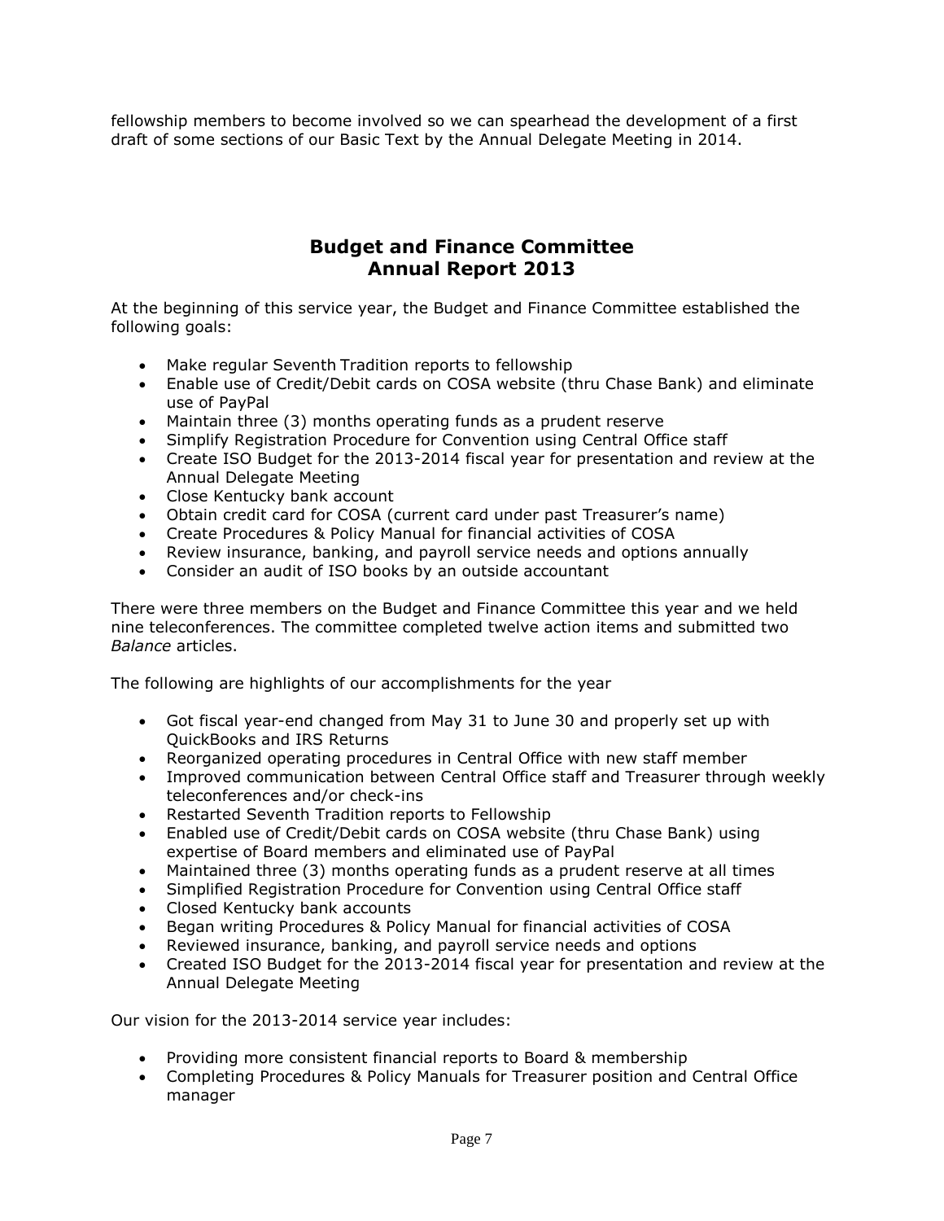fellowship members to become involved so we can spearhead the development of a first draft of some sections of our Basic Text by the Annual Delegate Meeting in 2014.

## Budget and Finance Committee
## Annual Report 2013

At the beginning of this service year, the Budget and Finance Committee established the following goals:

- Make regular Seventh Tradition reports to fellowship
- Enable use of Credit/Debit cards on COSA website (thru Chase Bank) and eliminate use of PayPal
- Maintain three (3) months operating funds as a prudent reserve
- Simplify Registration Procedure for Convention using Central Office staff
- Create ISO Budget for the 2013-2014 fiscal year for presentation and review at the Annual Delegate Meeting
- Close Kentucky bank account
- Obtain credit card for COSA (current card under past Treasurer's name)
- Create Procedures & Policy Manual for financial activities of COSA
- Review insurance, banking, and payroll service needs and options annually
- Consider an audit of ISO books by an outside accountant

There were three members on the Budget and Finance Committee this year and we held nine teleconferences. The committee completed twelve action items and submitted two *Balance* articles.

The following are highlights of our accomplishments for the year

- Got fiscal year-end changed from May 31 to June 30 and properly set up with QuickBooks and IRS Returns
- Reorganized operating procedures in Central Office with new staff member
- Improved communication between Central Office staff and Treasurer through weekly teleconferences and/or check-ins
- Restarted Seventh Tradition reports to Fellowship
- Enabled use of Credit/Debit cards on COSA website (thru Chase Bank) using expertise of Board members and eliminated use of PayPal
- Maintained three (3) months operating funds as a prudent reserve at all times
- Simplified Registration Procedure for Convention using Central Office staff
- Closed Kentucky bank accounts
- Began writing Procedures & Policy Manual for financial activities of COSA
- Reviewed insurance, banking, and payroll service needs and options
- Created ISO Budget for the 2013-2014 fiscal year for presentation and review at the Annual Delegate Meeting

Our vision for the 2013-2014 service year includes:

- Providing more consistent financial reports to Board & membership
- Completing Procedures & Policy Manuals for Treasurer position and Central Office manager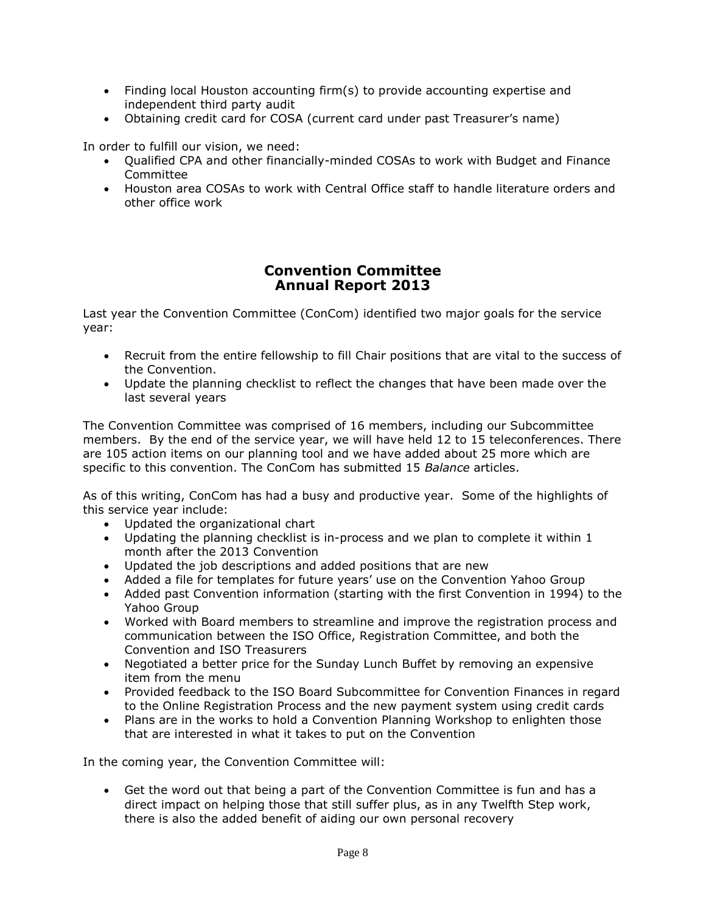- Finding local Houston accounting firm(s) to provide accounting expertise and independent third party audit
- Obtaining credit card for COSA (current card under past Treasurer's name)

In order to fulfill our vision, we need:

- Qualified CPA and other financially-minded COSAs to work with Budget and Finance Committee
- Houston area COSAs to work with Central Office staff to handle literature orders and other office work

## Convention Committee
## Annual Report 2013

Last year the Convention Committee (ConCom) identified two major goals for the service year:

- Recruit from the entire fellowship to fill Chair positions that are vital to the success of the Convention.
- Update the planning checklist to reflect the changes that have been made over the last several years

The Convention Committee was comprised of 16 members, including our Subcommittee members. By the end of the service year, we will have held 12 to 15 teleconferences. There are 105 action items on our planning tool and we have added about 25 more which are specific to this convention. The ConCom has submitted 15 *Balance* articles.

As of this writing, ConCom has had a busy and productive year. Some of the highlights of this service year include:

- Updated the organizational chart
- Updating the planning checklist is in-process and we plan to complete it within 1 month after the 2013 Convention
- Updated the job descriptions and added positions that are new
- Added a file for templates for future years' use on the Convention Yahoo Group
- Added past Convention information (starting with the first Convention in 1994) to the Yahoo Group
- Worked with Board members to streamline and improve the registration process and communication between the ISO Office, Registration Committee, and both the Convention and ISO Treasurers
- Negotiated a better price for the Sunday Lunch Buffet by removing an expensive item from the menu
- Provided feedback to the ISO Board Subcommittee for Convention Finances in regard to the Online Registration Process and the new payment system using credit cards
- Plans are in the works to hold a Convention Planning Workshop to enlighten those that are interested in what it takes to put on the Convention

In the coming year, the Convention Committee will:

- Get the word out that being a part of the Convention Committee is fun and has a direct impact on helping those that still suffer plus, as in any Twelfth Step work, there is also the added benefit of aiding our own personal recovery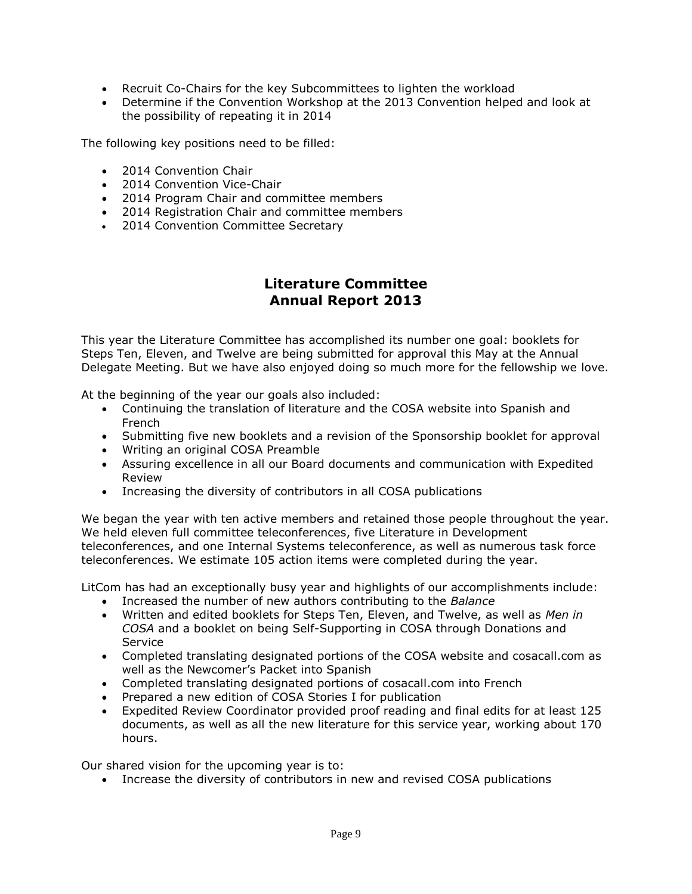- Recruit Co-Chairs for the key Subcommittees to lighten the workload
- Determine if the Convention Workshop at the 2013 Convention helped and look at the possibility of repeating it in 2014

The following key positions need to be filled:

- 2014 Convention Chair
- 2014 Convention Vice-Chair
- 2014 Program Chair and committee members
- 2014 Registration Chair and committee members
- 2014 Convention Committee Secretary

## Literature Committee
## Annual Report 2013

This year the Literature Committee has accomplished its number one goal: booklets for Steps Ten, Eleven, and Twelve are being submitted for approval this May at the Annual Delegate Meeting. But we have also enjoyed doing so much more for the fellowship we love.

At the beginning of the year our goals also included:

- Continuing the translation of literature and the COSA website into Spanish and French
- Submitting five new booklets and a revision of the Sponsorship booklet for approval
- Writing an original COSA Preamble
- Assuring excellence in all our Board documents and communication with Expedited Review
- Increasing the diversity of contributors in all COSA publications

We began the year with ten active members and retained those people throughout the year. We held eleven full committee teleconferences, five Literature in Development teleconferences, and one Internal Systems teleconference, as well as numerous task force teleconferences. We estimate 105 action items were completed during the year.

LitCom has had an exceptionally busy year and highlights of our accomplishments include:

- Increased the number of new authors contributing to the *Balance*
- Written and edited booklets for Steps Ten, Eleven, and Twelve, as well as *Men in COSA* and a booklet on being Self-Supporting in COSA through Donations and Service
- Completed translating designated portions of the COSA website and cosacall.com as well as the Newcomer's Packet into Spanish
- Completed translating designated portions of cosacall.com into French
- Prepared a new edition of COSA Stories I for publication
- Expedited Review Coordinator provided proof reading and final edits for at least 125 documents, as well as all the new literature for this service year, working about 170 hours.

Our shared vision for the upcoming year is to:

- Increase the diversity of contributors in new and revised COSA publications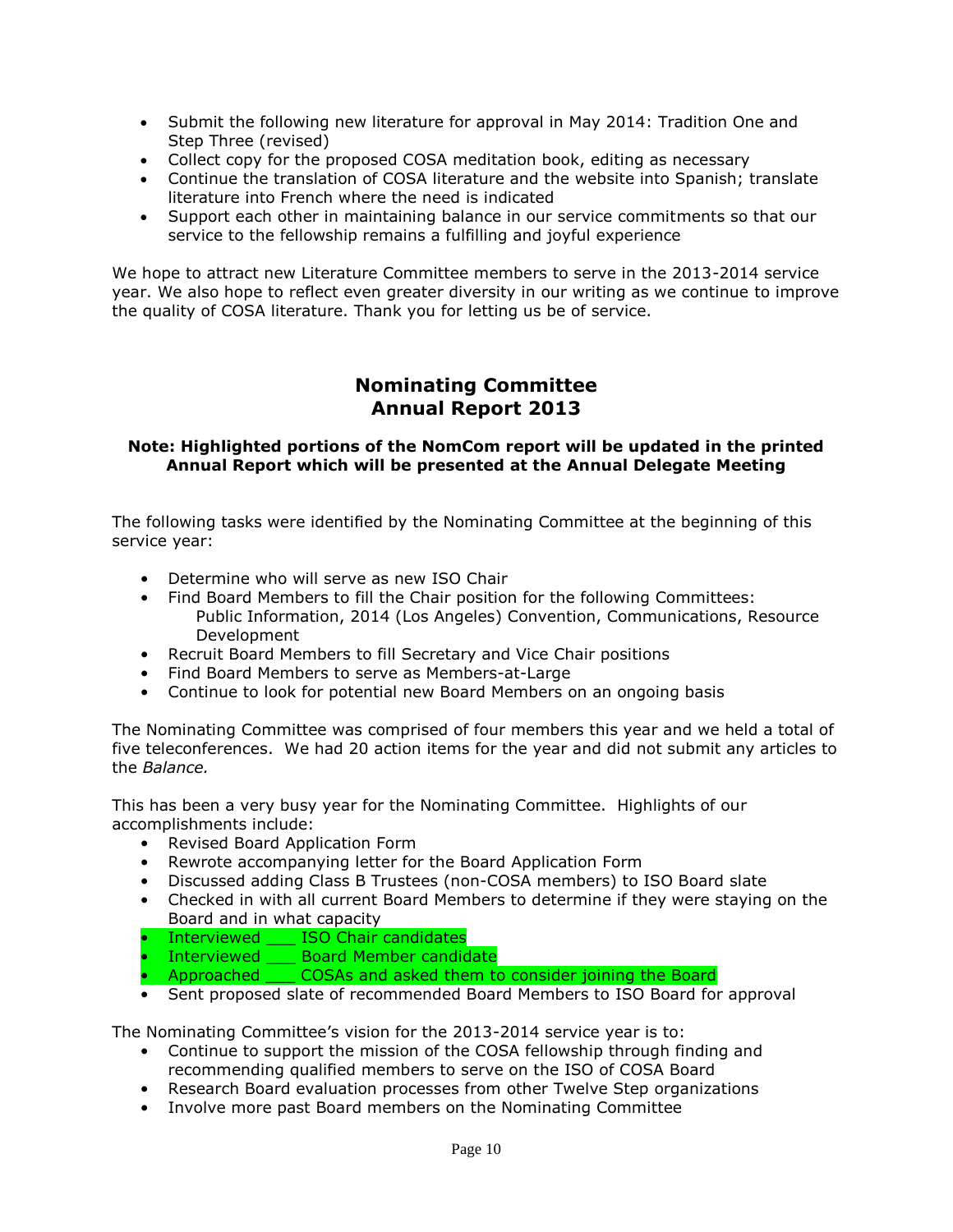- Submit the following new literature for approval in May 2014: Tradition One and Step Three (revised)
- Collect copy for the proposed COSA meditation book, editing as necessary
- Continue the translation of COSA literature and the website into Spanish; translate literature into French where the need is indicated
- Support each other in maintaining balance in our service commitments so that our service to the fellowship remains a fulfilling and joyful experience

We hope to attract new Literature Committee members to serve in the 2013-2014 service year. We also hope to reflect even greater diversity in our writing as we continue to improve the quality of COSA literature. Thank you for letting us be of service.

## Nominating Committee
## Annual Report 2013

**Note: Highlighted portions of the NomCom report will be updated in the printed Annual Report which will be presented at the Annual Delegate Meeting**

The following tasks were identified by the Nominating Committee at the beginning of this service year:

- Determine who will serve as new ISO Chair
- Find Board Members to fill the Chair position for the following Committees:
  Public Information, 2014 (Los Angeles) Convention, Communications, Resource Development
- Recruit Board Members to fill Secretary and Vice Chair positions
- Find Board Members to serve as Members-at-Large
- Continue to look for potential new Board Members on an ongoing basis

The Nominating Committee was comprised of four members this year and we held a total of five teleconferences. We had 20 action items for the year and did not submit any articles to the *Balance.*

This has been a very busy year for the Nominating Committee. Highlights of our accomplishments include:

- Revised Board Application Form
- Rewrote accompanying letter for the Board Application Form
- Discussed adding Class B Trustees (non-COSA members) to ISO Board slate
- Checked in with all current Board Members to determine if they were staying on the Board and in what capacity
- Interviewed ___ ISO Chair candidates
- Interviewed ___ Board Member candidate
- Approached ___ COSAs and asked them to consider joining the Board
- Sent proposed slate of recommended Board Members to ISO Board for approval

The Nominating Committee's vision for the 2013-2014 service year is to:

- Continue to support the mission of the COSA fellowship through finding and recommending qualified members to serve on the ISO of COSA Board
- Research Board evaluation processes from other Twelve Step organizations
- Involve more past Board members on the Nominating Committee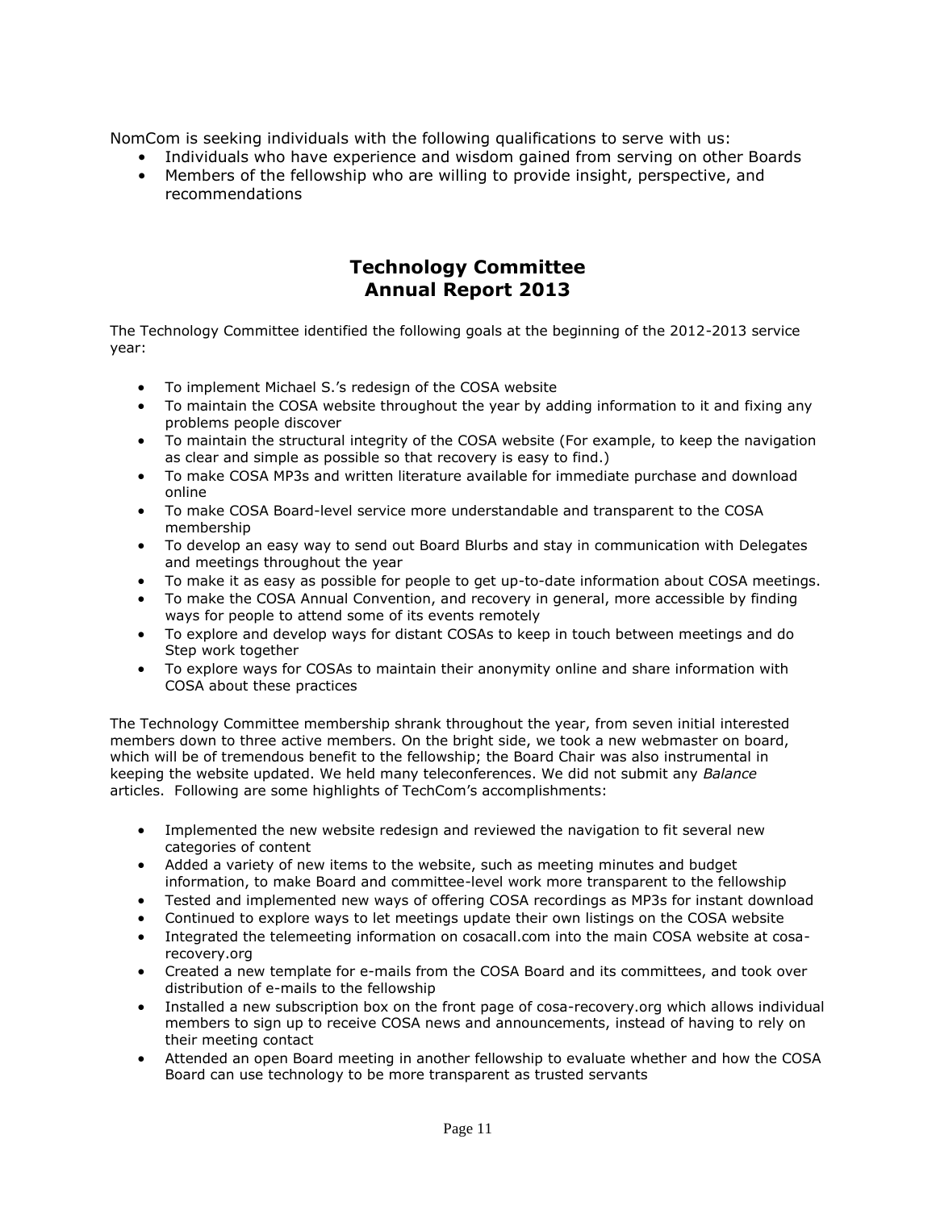NomCom is seeking individuals with the following qualifications to serve with us:

- Individuals who have experience and wisdom gained from serving on other Boards
- Members of the fellowship who are willing to provide insight, perspective, and recommendations

## Technology Committee
## Annual Report 2013

The Technology Committee identified the following goals at the beginning of the 2012-2013 service year:

- To implement Michael S.'s redesign of the COSA website
- To maintain the COSA website throughout the year by adding information to it and fixing any problems people discover
- To maintain the structural integrity of the COSA website (For example, to keep the navigation as clear and simple as possible so that recovery is easy to find.)
- To make COSA MP3s and written literature available for immediate purchase and download online
- To make COSA Board-level service more understandable and transparent to the COSA membership
- To develop an easy way to send out Board Blurbs and stay in communication with Delegates and meetings throughout the year
- To make it as easy as possible for people to get up-to-date information about COSA meetings.
- To make the COSA Annual Convention, and recovery in general, more accessible by finding ways for people to attend some of its events remotely
- To explore and develop ways for distant COSAs to keep in touch between meetings and do Step work together
- To explore ways for COSAs to maintain their anonymity online and share information with COSA about these practices

The Technology Committee membership shrank throughout the year, from seven initial interested members down to three active members. On the bright side, we took a new webmaster on board, which will be of tremendous benefit to the fellowship; the Board Chair was also instrumental in keeping the website updated. We held many teleconferences. We did not submit any *Balance* articles. Following are some highlights of TechCom's accomplishments:

- Implemented the new website redesign and reviewed the navigation to fit several new categories of content
- Added a variety of new items to the website, such as meeting minutes and budget information, to make Board and committee-level work more transparent to the fellowship
- Tested and implemented new ways of offering COSA recordings as MP3s for instant download
- Continued to explore ways to let meetings update their own listings on the COSA website
- Integrated the telemeeting information on cosacall.com into the main COSA website at cosa-recovery.org
- Created a new template for e-mails from the COSA Board and its committees, and took over distribution of e-mails to the fellowship
- Installed a new subscription box on the front page of cosa-recovery.org which allows individual members to sign up to receive COSA news and announcements, instead of having to rely on their meeting contact
- Attended an open Board meeting in another fellowship to evaluate whether and how the COSA Board can use technology to be more transparent as trusted servants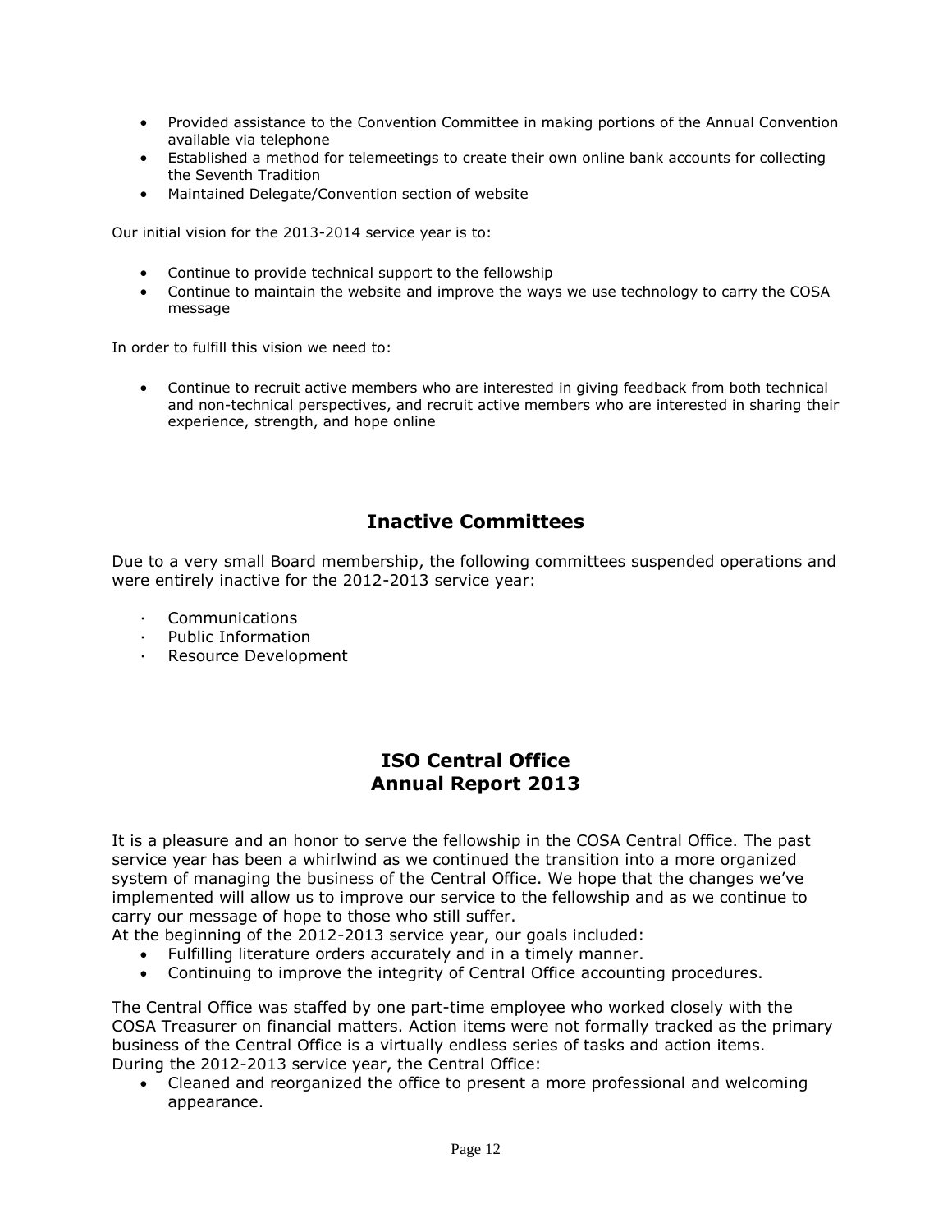- Provided assistance to the Convention Committee in making portions of the Annual Convention available via telephone
- Established a method for telemeetings to create their own online bank accounts for collecting the Seventh Tradition
- Maintained Delegate/Convention section of website

Our initial vision for the 2013-2014 service year is to:

- Continue to provide technical support to the fellowship
- Continue to maintain the website and improve the ways we use technology to carry the COSA message

In order to fulfill this vision we need to:

- Continue to recruit active members who are interested in giving feedback from both technical and non-technical perspectives, and recruit active members who are interested in sharing their experience, strength, and hope online

## Inactive Committees

Due to a very small Board membership, the following committees suspended operations and were entirely inactive for the 2012-2013 service year:

- Communications
- Public Information
- Resource Development

## ISO Central Office Annual Report 2013

It is a pleasure and an honor to serve the fellowship in the COSA Central Office. The past service year has been a whirlwind as we continued the transition into a more organized system of managing the business of the Central Office. We hope that the changes we've implemented will allow us to improve our service to the fellowship and as we continue to carry our message of hope to those who still suffer.

At the beginning of the 2012-2013 service year, our goals included:

- Fulfilling literature orders accurately and in a timely manner.
- Continuing to improve the integrity of Central Office accounting procedures.

The Central Office was staffed by one part-time employee who worked closely with the COSA Treasurer on financial matters. Action items were not formally tracked as the primary business of the Central Office is a virtually endless series of tasks and action items.

During the 2012-2013 service year, the Central Office:

- Cleaned and reorganized the office to present a more professional and welcoming appearance.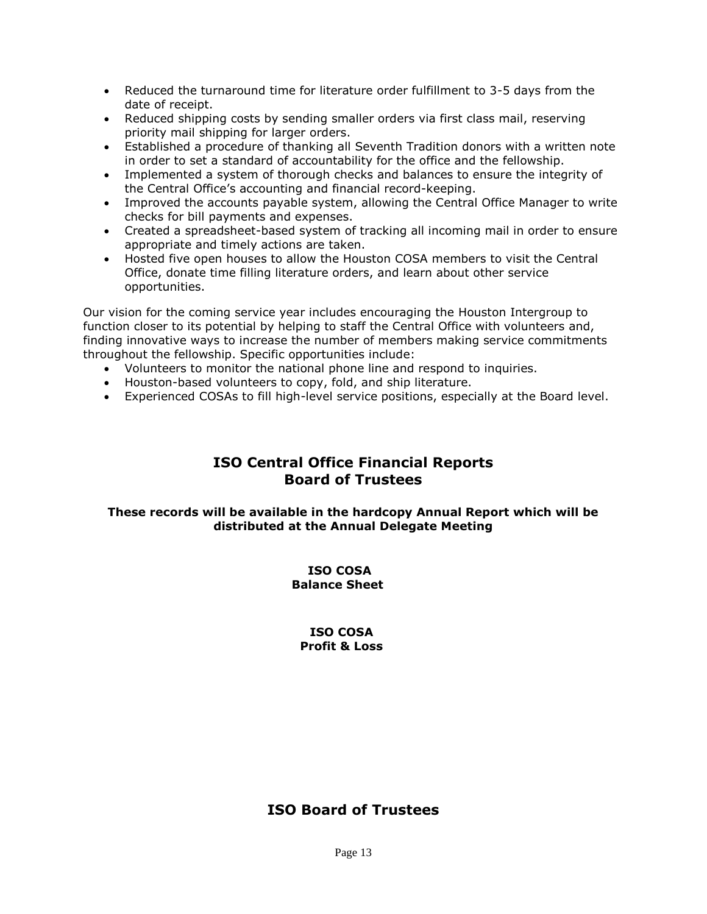- Reduced the turnaround time for literature order fulfillment to 3-5 days from the date of receipt.
- Reduced shipping costs by sending smaller orders via first class mail, reserving priority mail shipping for larger orders.
- Established a procedure of thanking all Seventh Tradition donors with a written note in order to set a standard of accountability for the office and the fellowship.
- Implemented a system of thorough checks and balances to ensure the integrity of the Central Office's accounting and financial record-keeping.
- Improved the accounts payable system, allowing the Central Office Manager to write checks for bill payments and expenses.
- Created a spreadsheet-based system of tracking all incoming mail in order to ensure appropriate and timely actions are taken.
- Hosted five open houses to allow the Houston COSA members to visit the Central Office, donate time filling literature orders, and learn about other service opportunities.

Our vision for the coming service year includes encouraging the Houston Intergroup to function closer to its potential by helping to staff the Central Office with volunteers and, finding innovative ways to increase the number of members making service commitments throughout the fellowship. Specific opportunities include:

- Volunteers to monitor the national phone line and respond to inquiries.
- Houston-based volunteers to copy, fold, and ship literature.
- Experienced COSAs to fill high-level service positions, especially at the Board level.

## ISO Central Office Financial Reports
## Board of Trustees

**These records will be available in the hardcopy Annual Report which will be distributed at the Annual Delegate Meeting**

**ISO COSA**
**Balance Sheet**

**ISO COSA**
**Profit & Loss**

## ISO Board of Trustees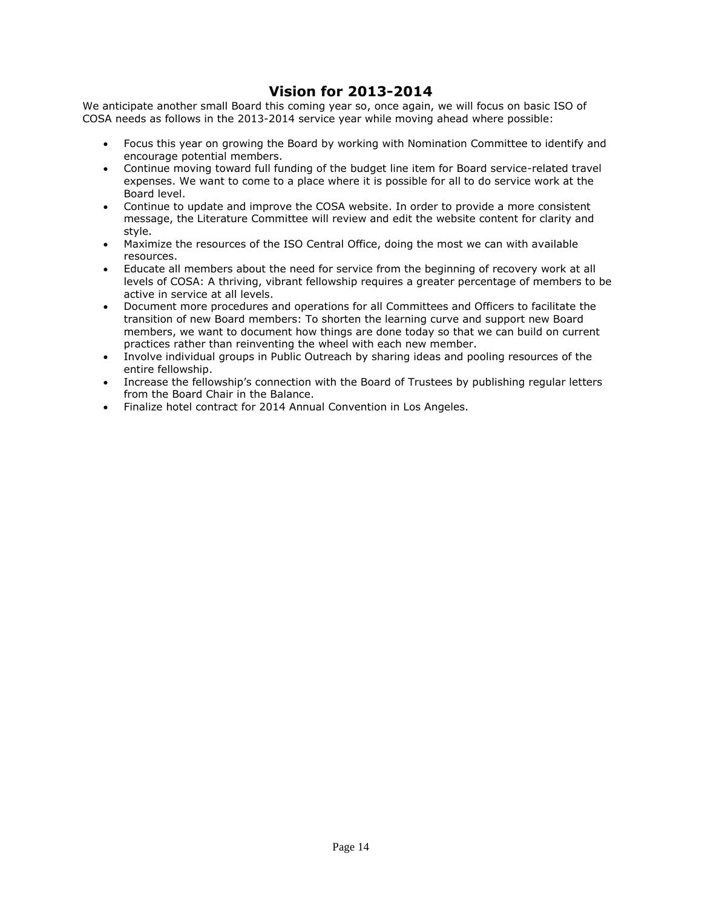# Vision for 2013-2014

We anticipate another small Board this coming year so, once again, we will focus on basic ISO of COSA needs as follows in the 2013-2014 service year while moving ahead where possible:

- Focus this year on growing the Board by working with Nomination Committee to identify and encourage potential members.
- Continue moving toward full funding of the budget line item for Board service-related travel expenses. We want to come to a place where it is possible for all to do service work at the Board level.
- Continue to update and improve the COSA website. In order to provide a more consistent message, the Literature Committee will review and edit the website content for clarity and style.
- Maximize the resources of the ISO Central Office, doing the most we can with available resources.
- Educate all members about the need for service from the beginning of recovery work at all levels of COSA: A thriving, vibrant fellowship requires a greater percentage of members to be active in service at all levels.
- Document more procedures and operations for all Committees and Officers to facilitate the transition of new Board members: To shorten the learning curve and support new Board members, we want to document how things are done today so that we can build on current practices rather than reinventing the wheel with each new member.
- Involve individual groups in Public Outreach by sharing ideas and pooling resources of the entire fellowship.
- Increase the fellowship's connection with the Board of Trustees by publishing regular letters from the Board Chair in the Balance.
- Finalize hotel contract for 2014 Annual Convention in Los Angeles.